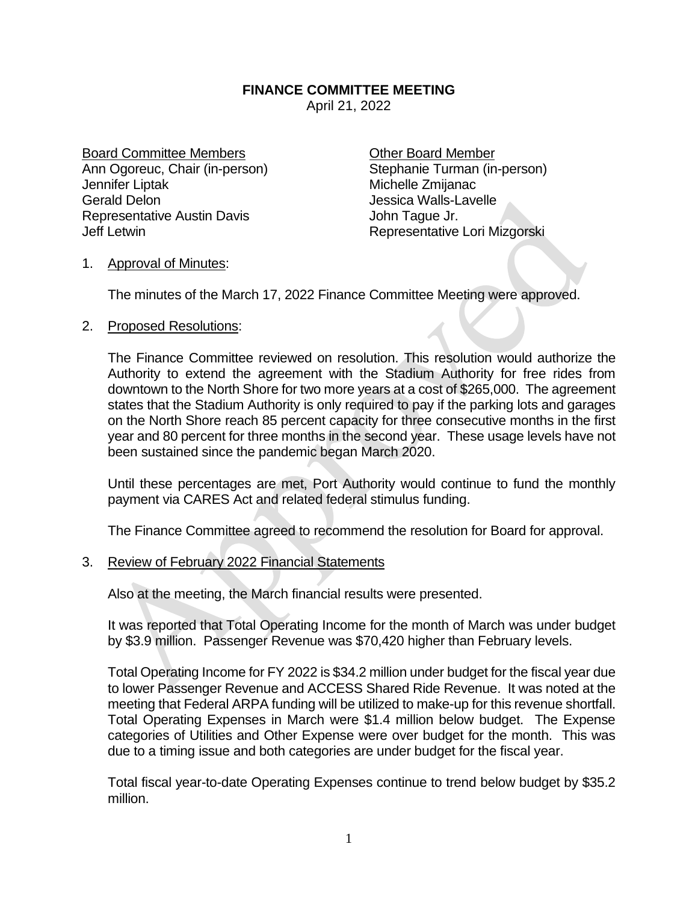# FINANCE COMMITTEE MEETING

April 21, 2022

<u>Board Committee Members</u>
Ann Ogoreuc, Chair (in-person)
Jennifer Liptak
Gerald Delon
Representative Austin Davis
Jeff Letwin

<u>Other Board Member</u>
Stephanie Turman (in-person)
Michelle Zmijanac
Jessica Walls-Lavelle
John Tague Jr.
Representative Lori Mizgorski

1. <u>Approval of Minutes</u>:

   The minutes of the March 17, 2022 Finance Committee Meeting were approved.

2. <u>Proposed Resolutions</u>:

   The Finance Committee reviewed on resolution. This resolution would authorize the Authority to extend the agreement with the Stadium Authority for free rides from downtown to the North Shore for two more years at a cost of $265,000. The agreement states that the Stadium Authority is only required to pay if the parking lots and garages on the North Shore reach 85 percent capacity for three consecutive months in the first year and 80 percent for three months in the second year. These usage levels have not been sustained since the pandemic began March 2020.

   Until these percentages are met, Port Authority would continue to fund the monthly payment via CARES Act and related federal stimulus funding.

   The Finance Committee agreed to recommend the resolution for Board for approval.

3. <u>Review of February 2022 Financial Statements</u>

   Also at the meeting, the March financial results were presented.

   It was reported that Total Operating Income for the month of March was under budget by $3.9 million. Passenger Revenue was $70,420 higher than February levels.

   Total Operating Income for FY 2022 is $34.2 million under budget for the fiscal year due to lower Passenger Revenue and ACCESS Shared Ride Revenue. It was noted at the meeting that Federal ARPA funding will be utilized to make-up for this revenue shortfall. Total Operating Expenses in March were $1.4 million below budget. The Expense categories of Utilities and Other Expense were over budget for the month. This was due to a timing issue and both categories are under budget for the fiscal year.

   Total fiscal year-to-date Operating Expenses continue to trend below budget by $35.2 million.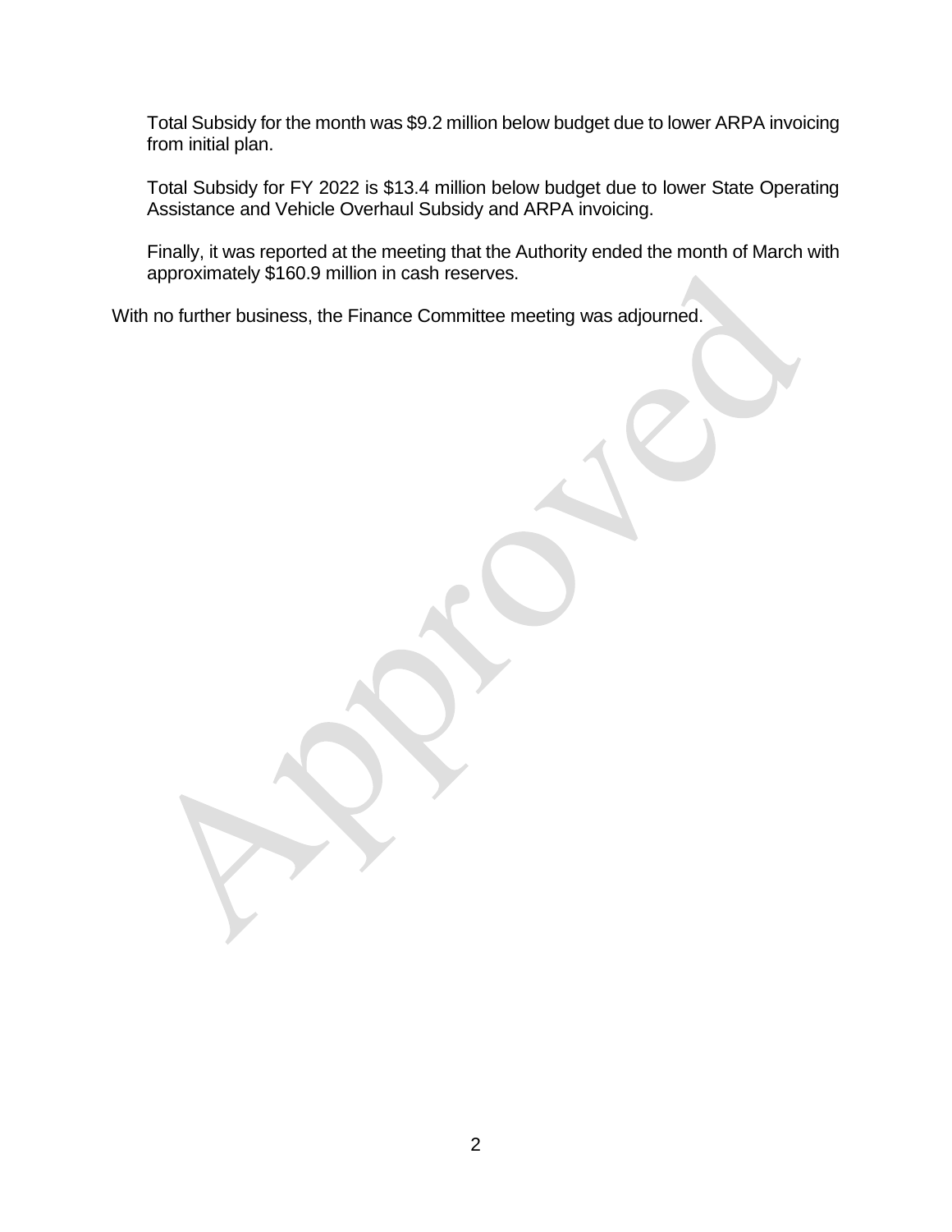Total Subsidy for the month was $9.2 million below budget due to lower ARPA invoicing from initial plan.

Total Subsidy for FY 2022 is $13.4 million below budget due to lower State Operating Assistance and Vehicle Overhaul Subsidy and ARPA invoicing.

Finally, it was reported at the meeting that the Authority ended the month of March with approximately $160.9 million in cash reserves.

With no further business, the Finance Committee meeting was adjourned.